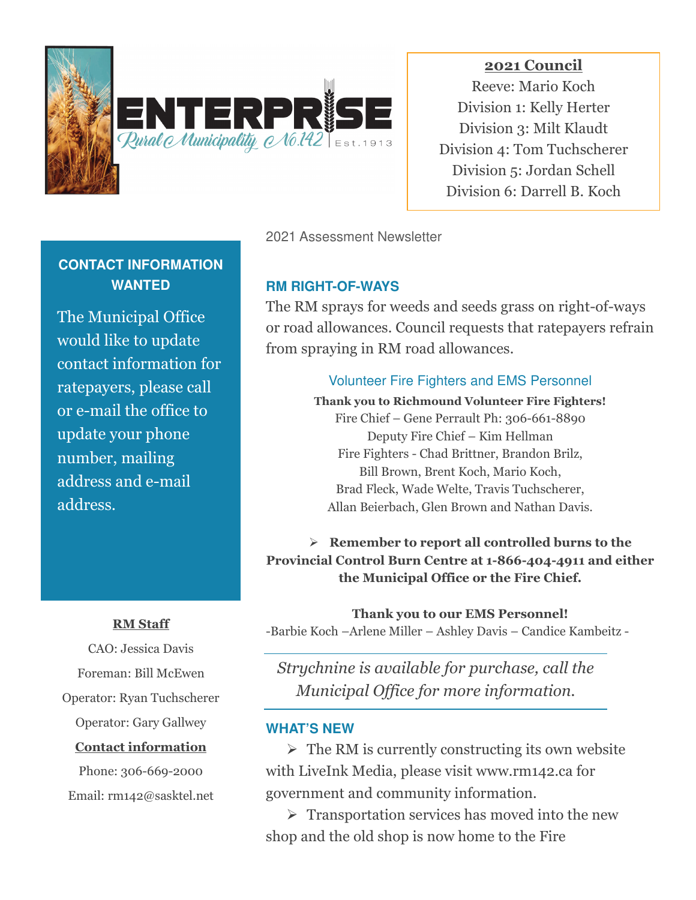# ENTERPRISE
Rural Municipality No.142 | Est.1913

**2021 Council**

Reeve: Mario Koch
Division 1: Kelly Herter
Division 3: Milt Klaudt
Division 4: Tom Tuchscherer
Division 5: Jordan Schell
Division 6: Darrell B. Koch

2021 Assessment Newsletter

## CONTACT INFORMATION WANTED

The Municipal Office would like to update contact information for ratepayers, please call or e-mail the office to update your phone number, mailing address and e-mail address.

**RM Staff**

CAO: Jessica Davis
Foreman: Bill McEwen
Operator: Ryan Tuchscherer
Operator: Gary Gallwey

**Contact information**

Phone: 306-669-2000
Email: rm142@sasktel.net

## RM RIGHT-OF-WAYS

The RM sprays for weeds and seeds grass on right-of-ways or road allowances. Council requests that ratepayers refrain from spraying in RM road allowances.

### Volunteer Fire Fighters and EMS Personnel

**Thank you to Richmound Volunteer Fire Fighters!**
Fire Chief – Gene Perrault Ph: 306-661-8890
Deputy Fire Chief – Kim Hellman
Fire Fighters - Chad Brittner, Brandon Brilz, Bill Brown, Brent Koch, Mario Koch, Brad Fleck, Wade Welte, Travis Tuchscherer, Allan Beierbach, Glen Brown and Nathan Davis.

- **Remember to report all controlled burns to the Provincial Control Burn Centre at 1-866-404-4911 and either the Municipal Office or the Fire Chief.**

**Thank you to our EMS Personnel!**
-Barbie Koch –Arlene Miller – Ashley Davis – Candice Kambeitz -

---

*Strychnine is available for purchase, call the Municipal Office for more information.*

---

## WHAT'S NEW

- The RM is currently constructing its own website with LiveInk Media, please visit www.rm142.ca for government and community information.
- Transportation services has moved into the new shop and the old shop is now home to the Fire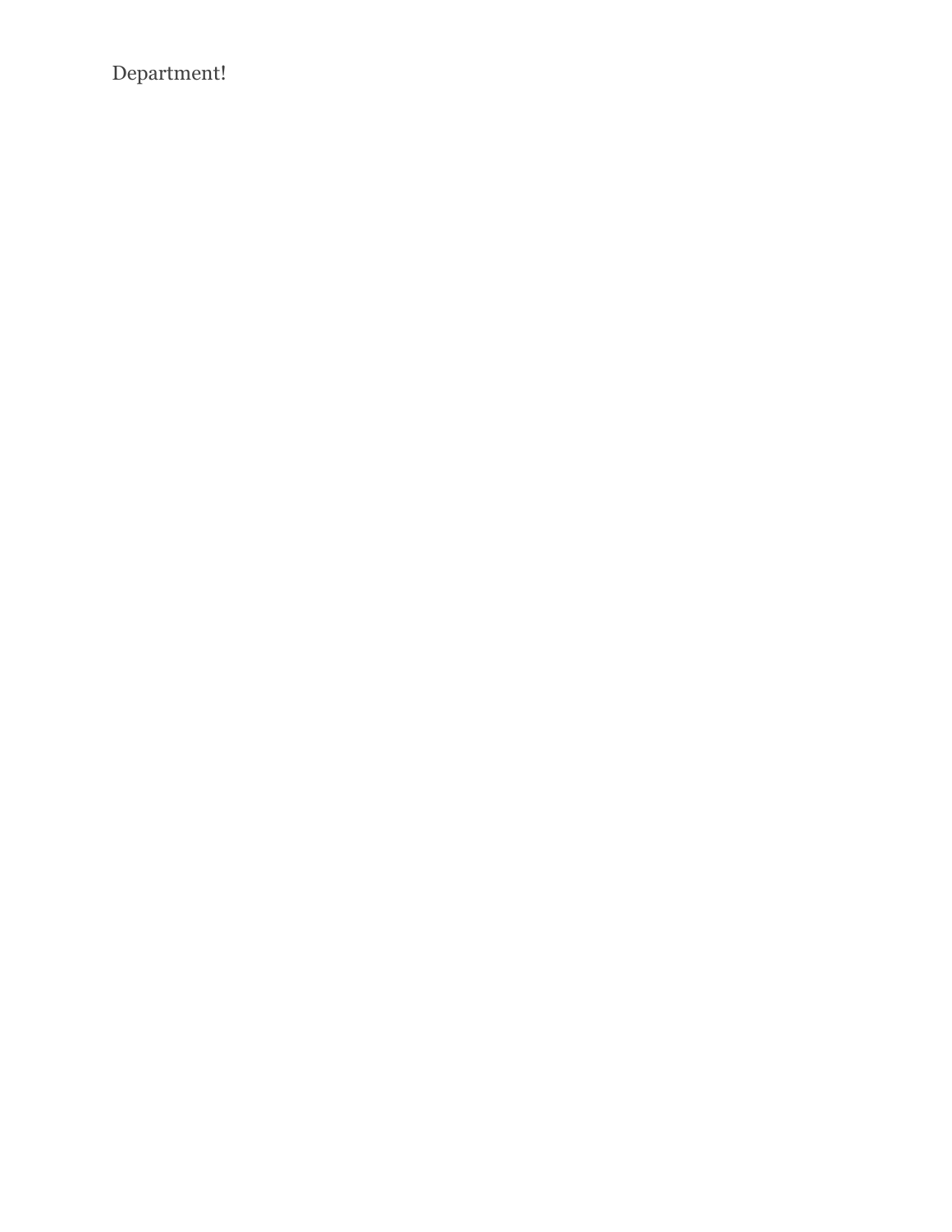Department!